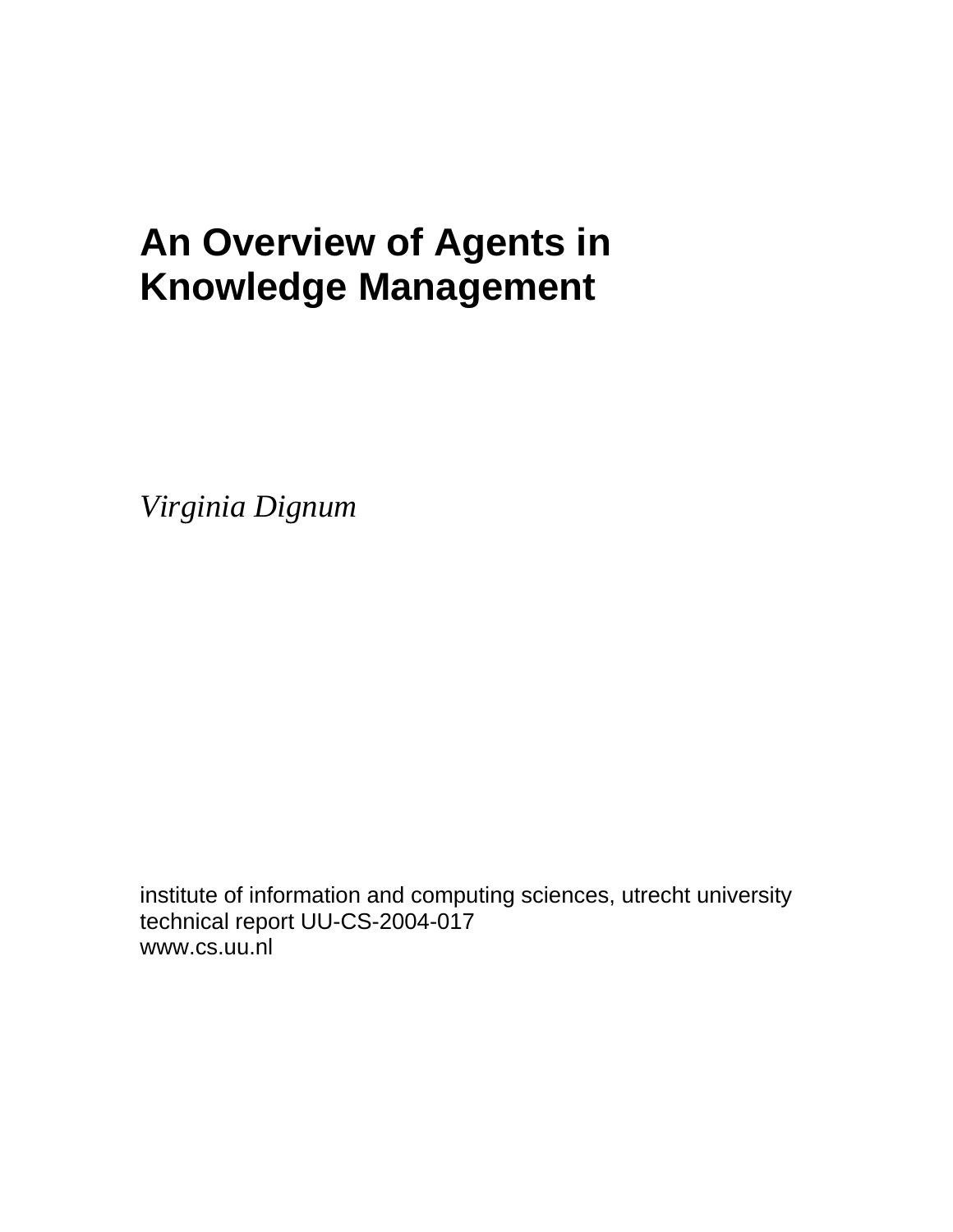# An Overview of Agents in Knowledge Management

*Virginia Dignum*

institute of information and computing sciences, utrecht university
technical report UU-CS-2004-017
www.cs.uu.nl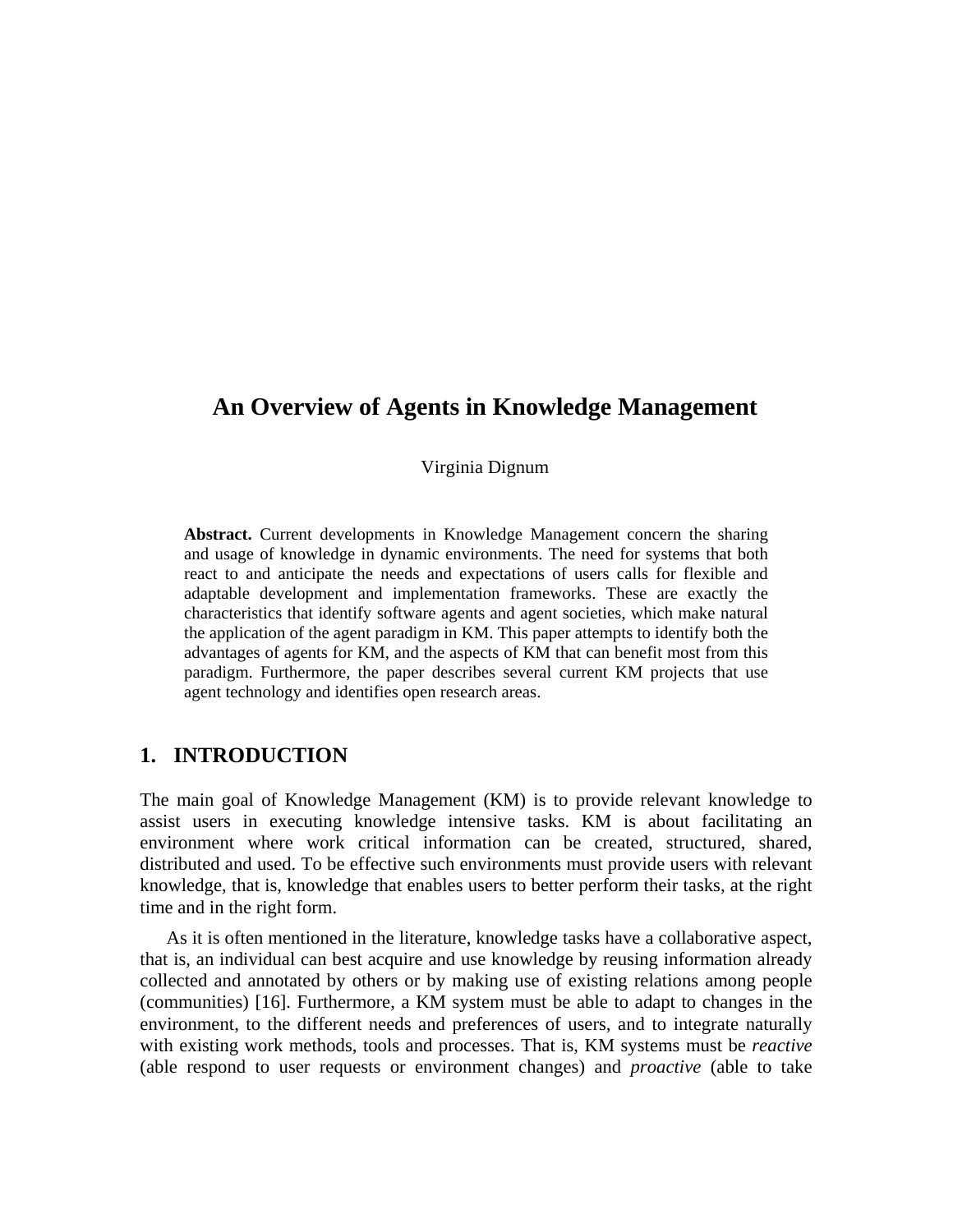# An Overview of Agents in Knowledge Management

Virginia Dignum

**Abstract.** Current developments in Knowledge Management concern the sharing and usage of knowledge in dynamic environments. The need for systems that both react to and anticipate the needs and expectations of users calls for flexible and adaptable development and implementation frameworks. These are exactly the characteristics that identify software agents and agent societies, which make natural the application of the agent paradigm in KM. This paper attempts to identify both the advantages of agents for KM, and the aspects of KM that can benefit most from this paradigm. Furthermore, the paper describes several current KM projects that use agent technology and identifies open research areas.

## 1. INTRODUCTION

The main goal of Knowledge Management (KM) is to provide relevant knowledge to assist users in executing knowledge intensive tasks. KM is about facilitating an environment where work critical information can be created, structured, shared, distributed and used. To be effective such environments must provide users with relevant knowledge, that is, knowledge that enables users to better perform their tasks, at the right time and in the right form.

As it is often mentioned in the literature, knowledge tasks have a collaborative aspect, that is, an individual can best acquire and use knowledge by reusing information already collected and annotated by others or by making use of existing relations among people (communities) [16]. Furthermore, a KM system must be able to adapt to changes in the environment, to the different needs and preferences of users, and to integrate naturally with existing work methods, tools and processes. That is, KM systems must be *reactive* (able respond to user requests or environment changes) and *proactive* (able to take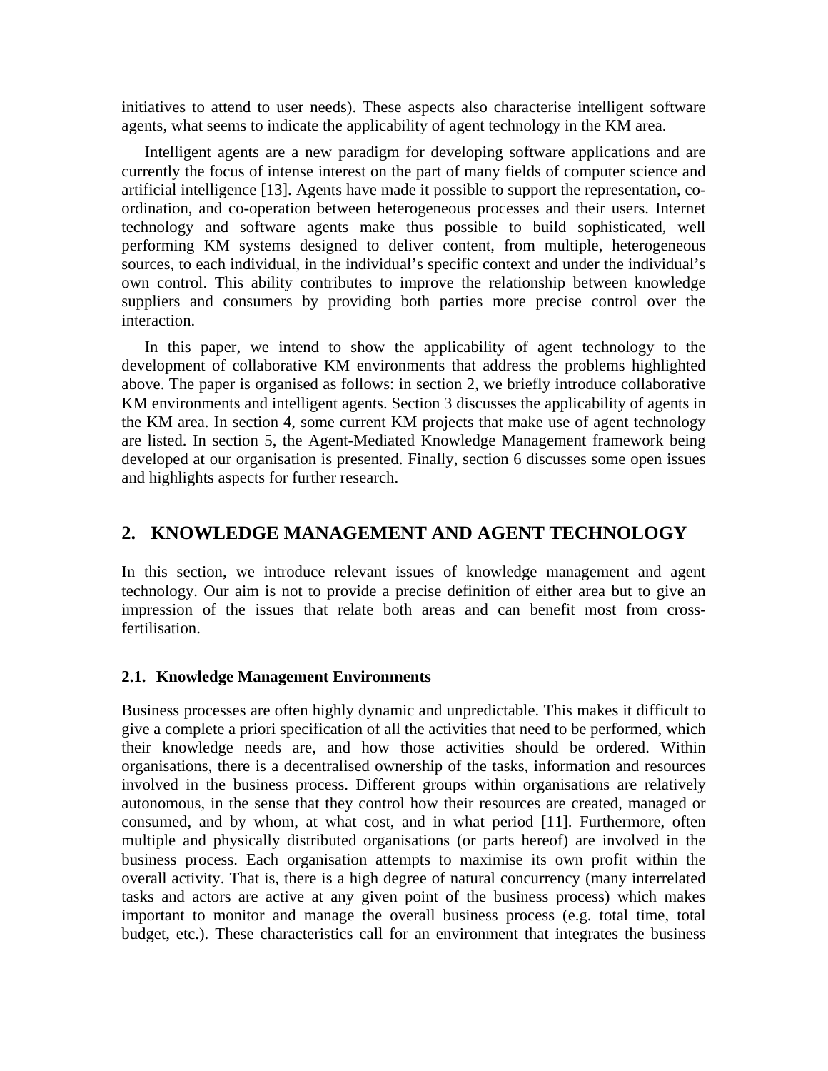initiatives to attend to user needs). These aspects also characterise intelligent software agents, what seems to indicate the applicability of agent technology in the KM area.

Intelligent agents are a new paradigm for developing software applications and are currently the focus of intense interest on the part of many fields of computer science and artificial intelligence [13]. Agents have made it possible to support the representation, co-ordination, and co-operation between heterogeneous processes and their users. Internet technology and software agents make thus possible to build sophisticated, well performing KM systems designed to deliver content, from multiple, heterogeneous sources, to each individual, in the individual's specific context and under the individual's own control. This ability contributes to improve the relationship between knowledge suppliers and consumers by providing both parties more precise control over the interaction.

In this paper, we intend to show the applicability of agent technology to the development of collaborative KM environments that address the problems highlighted above. The paper is organised as follows: in section 2, we briefly introduce collaborative KM environments and intelligent agents. Section 3 discusses the applicability of agents in the KM area. In section 4, some current KM projects that make use of agent technology are listed. In section 5, the Agent-Mediated Knowledge Management framework being developed at our organisation is presented. Finally, section 6 discusses some open issues and highlights aspects for further research.

## 2. KNOWLEDGE MANAGEMENT AND AGENT TECHNOLOGY

In this section, we introduce relevant issues of knowledge management and agent technology. Our aim is not to provide a precise definition of either area but to give an impression of the issues that relate both areas and can benefit most from cross-fertilisation.

### 2.1. Knowledge Management Environments

Business processes are often highly dynamic and unpredictable. This makes it difficult to give a complete a priori specification of all the activities that need to be performed, which their knowledge needs are, and how those activities should be ordered. Within organisations, there is a decentralised ownership of the tasks, information and resources involved in the business process. Different groups within organisations are relatively autonomous, in the sense that they control how their resources are created, managed or consumed, and by whom, at what cost, and in what period [11]. Furthermore, often multiple and physically distributed organisations (or parts hereof) are involved in the business process. Each organisation attempts to maximise its own profit within the overall activity. That is, there is a high degree of natural concurrency (many interrelated tasks and actors are active at any given point of the business process) which makes important to monitor and manage the overall business process (e.g. total time, total budget, etc.). These characteristics call for an environment that integrates the business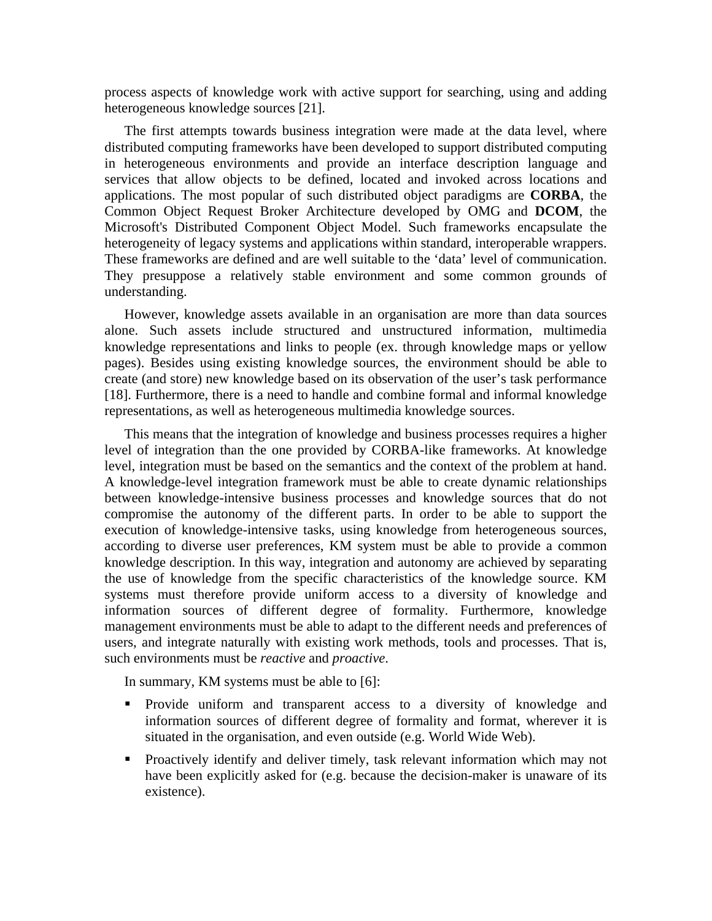process aspects of knowledge work with active support for searching, using and adding heterogeneous knowledge sources [21].

The first attempts towards business integration were made at the data level, where distributed computing frameworks have been developed to support distributed computing in heterogeneous environments and provide an interface description language and services that allow objects to be defined, located and invoked across locations and applications. The most popular of such distributed object paradigms are **CORBA**, the Common Object Request Broker Architecture developed by OMG and **DCOM**, the Microsoft's Distributed Component Object Model. Such frameworks encapsulate the heterogeneity of legacy systems and applications within standard, interoperable wrappers. These frameworks are defined and are well suitable to the 'data' level of communication. They presuppose a relatively stable environment and some common grounds of understanding.

However, knowledge assets available in an organisation are more than data sources alone. Such assets include structured and unstructured information, multimedia knowledge representations and links to people (ex. through knowledge maps or yellow pages). Besides using existing knowledge sources, the environment should be able to create (and store) new knowledge based on its observation of the user's task performance [18]. Furthermore, there is a need to handle and combine formal and informal knowledge representations, as well as heterogeneous multimedia knowledge sources.

This means that the integration of knowledge and business processes requires a higher level of integration than the one provided by CORBA-like frameworks. At knowledge level, integration must be based on the semantics and the context of the problem at hand. A knowledge-level integration framework must be able to create dynamic relationships between knowledge-intensive business processes and knowledge sources that do not compromise the autonomy of the different parts. In order to be able to support the execution of knowledge-intensive tasks, using knowledge from heterogeneous sources, according to diverse user preferences, KM system must be able to provide a common knowledge description. In this way, integration and autonomy are achieved by separating the use of knowledge from the specific characteristics of the knowledge source. KM systems must therefore provide uniform access to a diversity of knowledge and information sources of different degree of formality. Furthermore, knowledge management environments must be able to adapt to the different needs and preferences of users, and integrate naturally with existing work methods, tools and processes. That is, such environments must be *reactive* and *proactive*.

In summary, KM systems must be able to [6]:

- Provide uniform and transparent access to a diversity of knowledge and information sources of different degree of formality and format, wherever it is situated in the organisation, and even outside (e.g. World Wide Web).
- Proactively identify and deliver timely, task relevant information which may not have been explicitly asked for (e.g. because the decision-maker is unaware of its existence).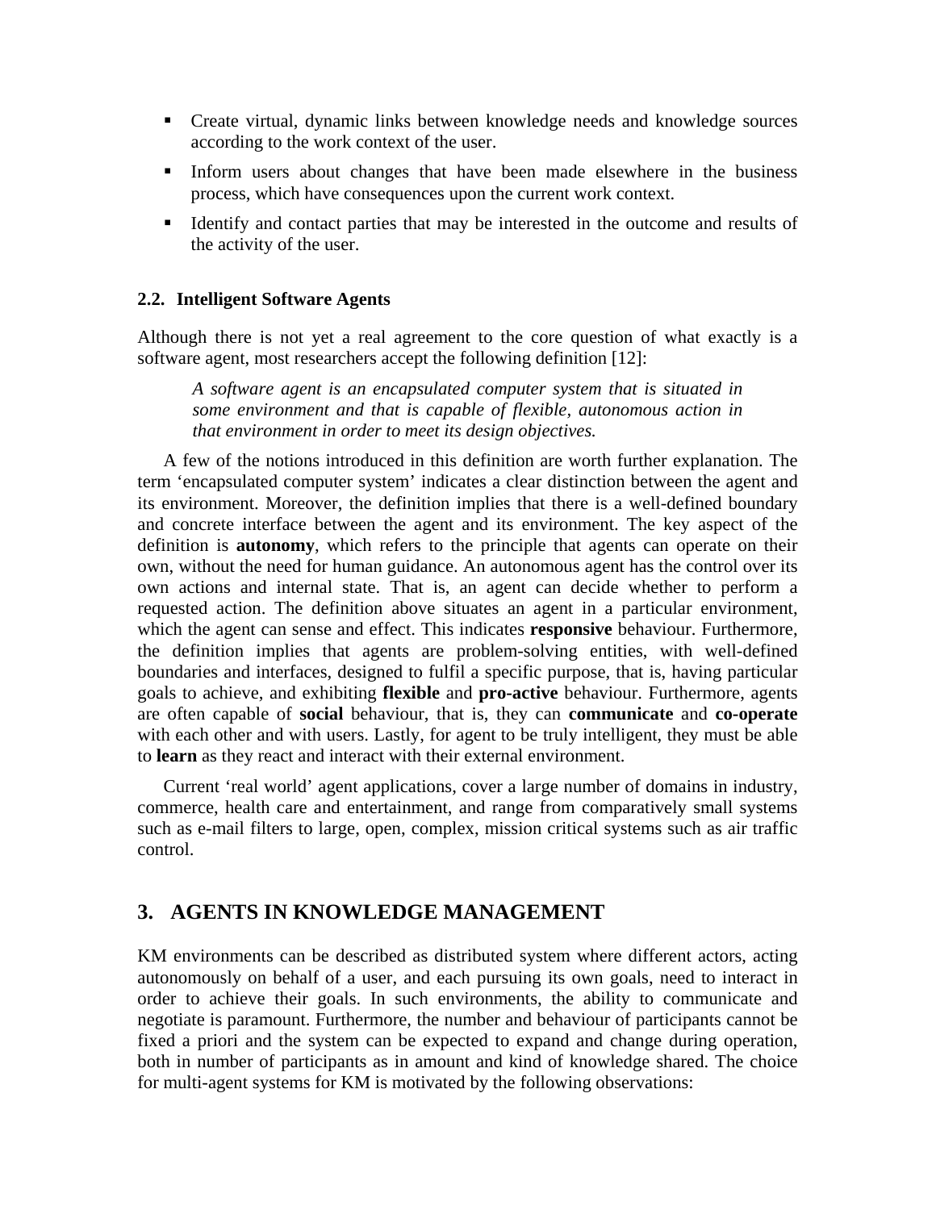- Create virtual, dynamic links between knowledge needs and knowledge sources according to the work context of the user.
- Inform users about changes that have been made elsewhere in the business process, which have consequences upon the current work context.
- Identify and contact parties that may be interested in the outcome and results of the activity of the user.

### 2.2. Intelligent Software Agents

Although there is not yet a real agreement to the core question of what exactly is a software agent, most researchers accept the following definition [12]:

> *A software agent is an encapsulated computer system that is situated in some environment and that is capable of flexible, autonomous action in that environment in order to meet its design objectives.*

A few of the notions introduced in this definition are worth further explanation. The term 'encapsulated computer system' indicates a clear distinction between the agent and its environment. Moreover, the definition implies that there is a well-defined boundary and concrete interface between the agent and its environment. The key aspect of the definition is **autonomy**, which refers to the principle that agents can operate on their own, without the need for human guidance. An autonomous agent has the control over its own actions and internal state. That is, an agent can decide whether to perform a requested action. The definition above situates an agent in a particular environment, which the agent can sense and effect. This indicates **responsive** behaviour. Furthermore, the definition implies that agents are problem-solving entities, with well-defined boundaries and interfaces, designed to fulfil a specific purpose, that is, having particular goals to achieve, and exhibiting **flexible** and **pro-active** behaviour. Furthermore, agents are often capable of **social** behaviour, that is, they can **communicate** and **co-operate** with each other and with users. Lastly, for agent to be truly intelligent, they must be able to **learn** as they react and interact with their external environment.

Current 'real world' agent applications, cover a large number of domains in industry, commerce, health care and entertainment, and range from comparatively small systems such as e-mail filters to large, open, complex, mission critical systems such as air traffic control.

## 3. AGENTS IN KNOWLEDGE MANAGEMENT

KM environments can be described as distributed system where different actors, acting autonomously on behalf of a user, and each pursuing its own goals, need to interact in order to achieve their goals. In such environments, the ability to communicate and negotiate is paramount. Furthermore, the number and behaviour of participants cannot be fixed a priori and the system can be expected to expand and change during operation, both in number of participants as in amount and kind of knowledge shared. The choice for multi-agent systems for KM is motivated by the following observations: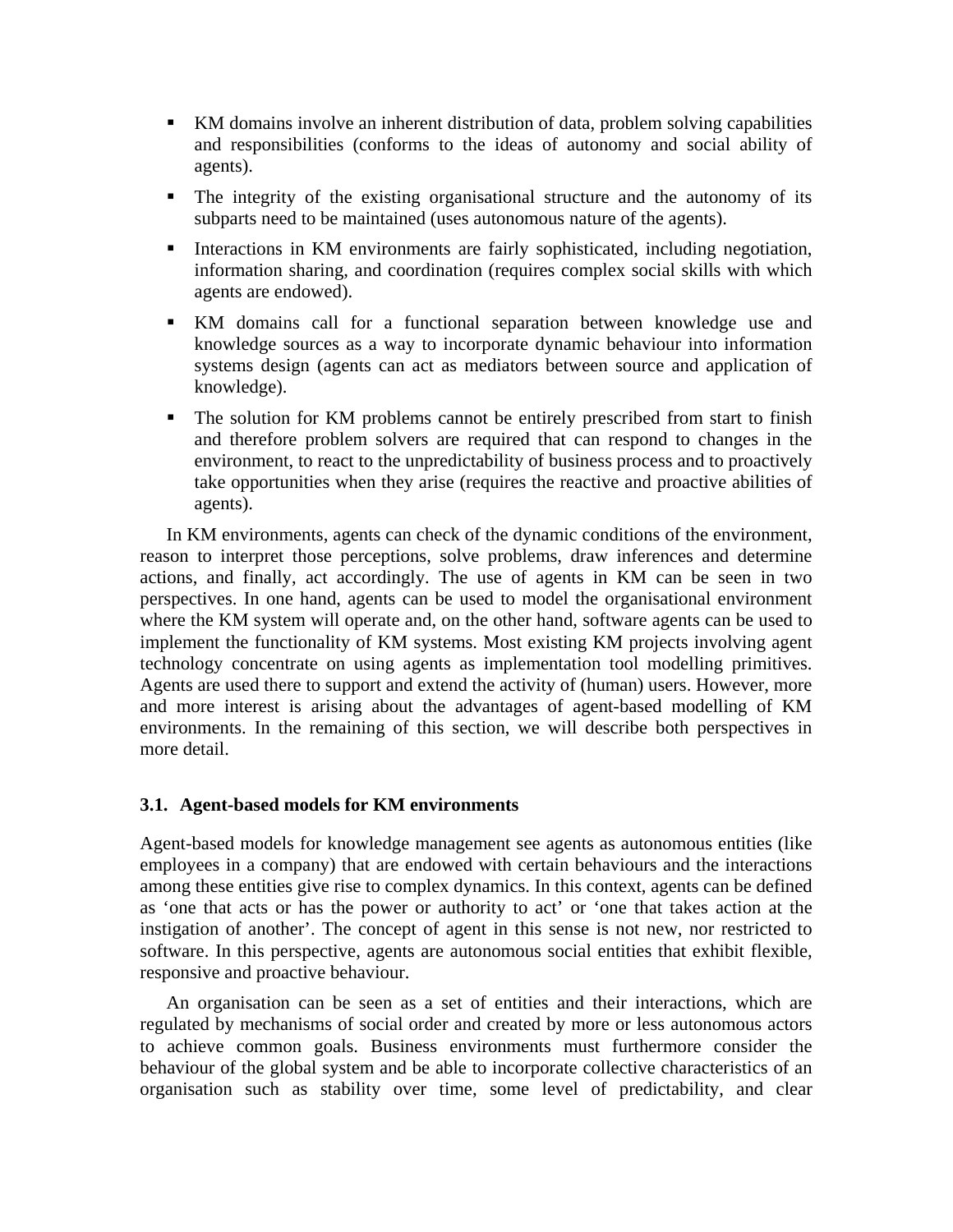- KM domains involve an inherent distribution of data, problem solving capabilities and responsibilities (conforms to the ideas of autonomy and social ability of agents).
- The integrity of the existing organisational structure and the autonomy of its subparts need to be maintained (uses autonomous nature of the agents).
- Interactions in KM environments are fairly sophisticated, including negotiation, information sharing, and coordination (requires complex social skills with which agents are endowed).
- KM domains call for a functional separation between knowledge use and knowledge sources as a way to incorporate dynamic behaviour into information systems design (agents can act as mediators between source and application of knowledge).
- The solution for KM problems cannot be entirely prescribed from start to finish and therefore problem solvers are required that can respond to changes in the environment, to react to the unpredictability of business process and to proactively take opportunities when they arise (requires the reactive and proactive abilities of agents).

In KM environments, agents can check of the dynamic conditions of the environment, reason to interpret those perceptions, solve problems, draw inferences and determine actions, and finally, act accordingly. The use of agents in KM can be seen in two perspectives. In one hand, agents can be used to model the organisational environment where the KM system will operate and, on the other hand, software agents can be used to implement the functionality of KM systems. Most existing KM projects involving agent technology concentrate on using agents as implementation tool modelling primitives. Agents are used there to support and extend the activity of (human) users. However, more and more interest is arising about the advantages of agent-based modelling of KM environments. In the remaining of this section, we will describe both perspectives in more detail.

### 3.1. Agent-based models for KM environments

Agent-based models for knowledge management see agents as autonomous entities (like employees in a company) that are endowed with certain behaviours and the interactions among these entities give rise to complex dynamics. In this context, agents can be defined as 'one that acts or has the power or authority to act' or 'one that takes action at the instigation of another'. The concept of agent in this sense is not new, nor restricted to software. In this perspective, agents are autonomous social entities that exhibit flexible, responsive and proactive behaviour.

An organisation can be seen as a set of entities and their interactions, which are regulated by mechanisms of social order and created by more or less autonomous actors to achieve common goals. Business environments must furthermore consider the behaviour of the global system and be able to incorporate collective characteristics of an organisation such as stability over time, some level of predictability, and clear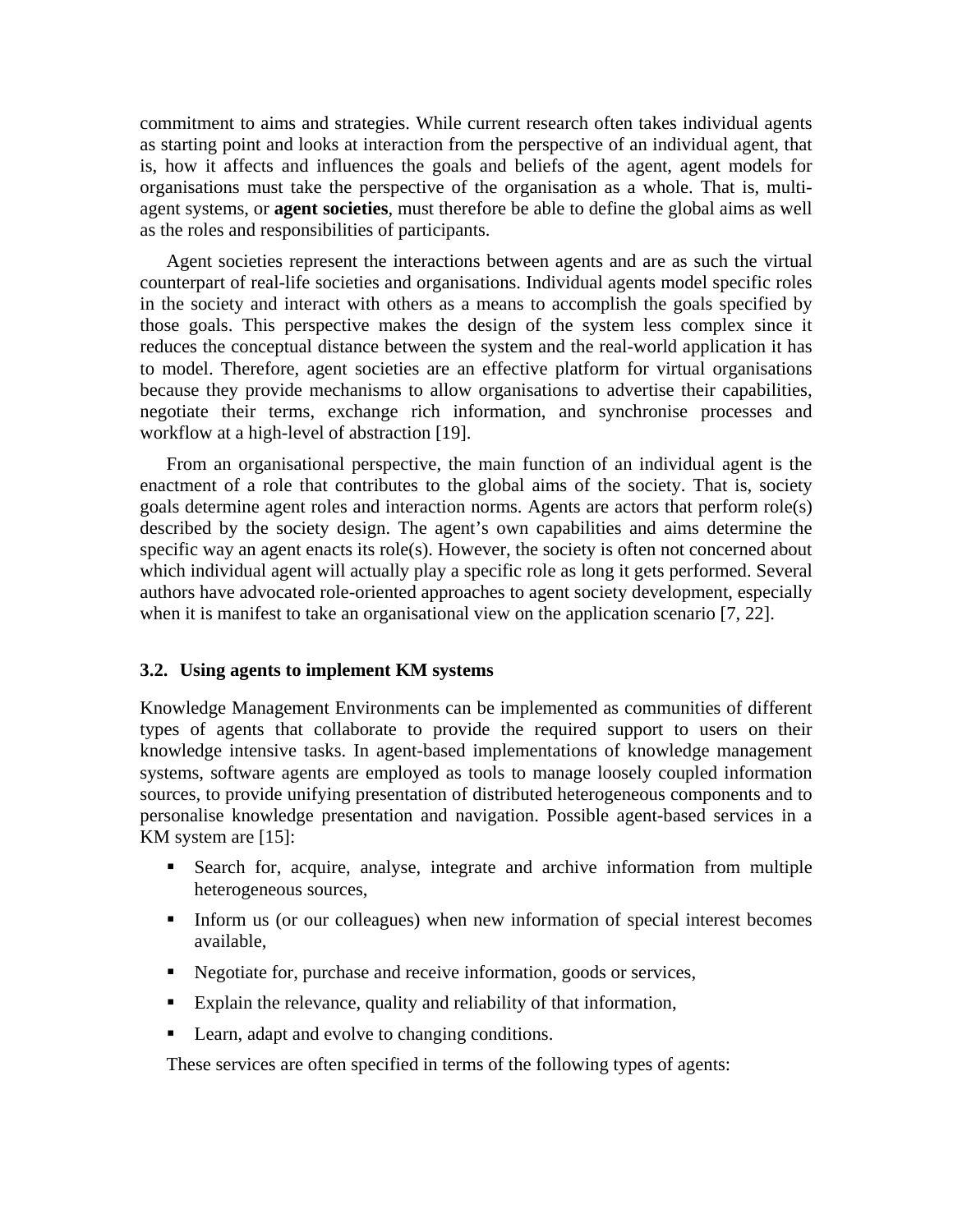commitment to aims and strategies. While current research often takes individual agents as starting point and looks at interaction from the perspective of an individual agent, that is, how it affects and influences the goals and beliefs of the agent, agent models for organisations must take the perspective of the organisation as a whole. That is, multi-agent systems, or **agent societies**, must therefore be able to define the global aims as well as the roles and responsibilities of participants.

Agent societies represent the interactions between agents and are as such the virtual counterpart of real-life societies and organisations. Individual agents model specific roles in the society and interact with others as a means to accomplish the goals specified by those goals. This perspective makes the design of the system less complex since it reduces the conceptual distance between the system and the real-world application it has to model. Therefore, agent societies are an effective platform for virtual organisations because they provide mechanisms to allow organisations to advertise their capabilities, negotiate their terms, exchange rich information, and synchronise processes and workflow at a high-level of abstraction [19].

From an organisational perspective, the main function of an individual agent is the enactment of a role that contributes to the global aims of the society. That is, society goals determine agent roles and interaction norms. Agents are actors that perform role(s) described by the society design. The agent's own capabilities and aims determine the specific way an agent enacts its role(s). However, the society is often not concerned about which individual agent will actually play a specific role as long it gets performed. Several authors have advocated role-oriented approaches to agent society development, especially when it is manifest to take an organisational view on the application scenario [7, 22].

### 3.2. Using agents to implement KM systems

Knowledge Management Environments can be implemented as communities of different types of agents that collaborate to provide the required support to users on their knowledge intensive tasks. In agent-based implementations of knowledge management systems, software agents are employed as tools to manage loosely coupled information sources, to provide unifying presentation of distributed heterogeneous components and to personalise knowledge presentation and navigation. Possible agent-based services in a KM system are [15]:

- Search for, acquire, analyse, integrate and archive information from multiple heterogeneous sources,
- Inform us (or our colleagues) when new information of special interest becomes available,
- Negotiate for, purchase and receive information, goods or services,
- Explain the relevance, quality and reliability of that information,
- Learn, adapt and evolve to changing conditions.

These services are often specified in terms of the following types of agents: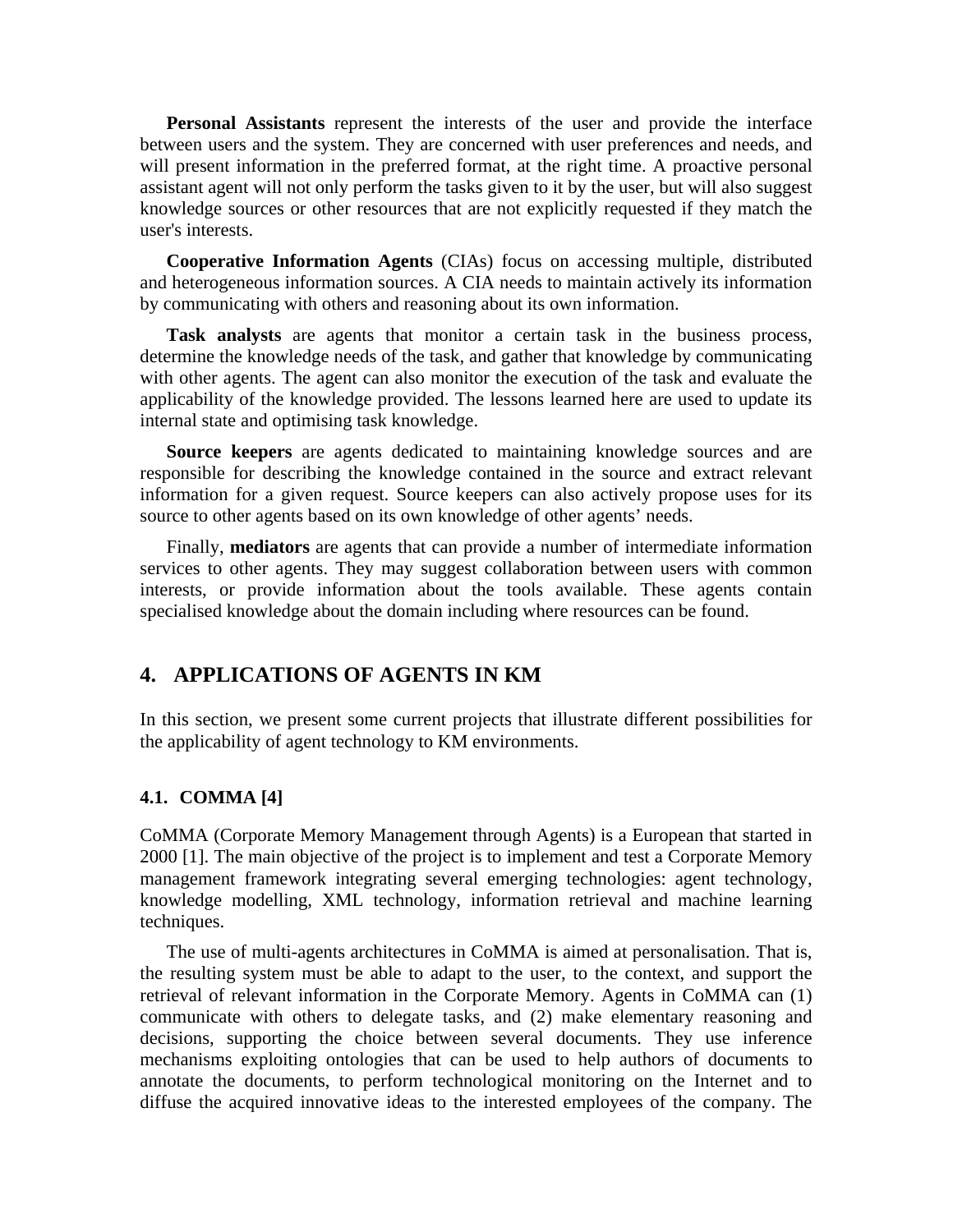**Personal Assistants** represent the interests of the user and provide the interface between users and the system. They are concerned with user preferences and needs, and will present information in the preferred format, at the right time. A proactive personal assistant agent will not only perform the tasks given to it by the user, but will also suggest knowledge sources or other resources that are not explicitly requested if they match the user's interests.

**Cooperative Information Agents** (CIAs) focus on accessing multiple, distributed and heterogeneous information sources. A CIA needs to maintain actively its information by communicating with others and reasoning about its own information.

**Task analysts** are agents that monitor a certain task in the business process, determine the knowledge needs of the task, and gather that knowledge by communicating with other agents. The agent can also monitor the execution of the task and evaluate the applicability of the knowledge provided. The lessons learned here are used to update its internal state and optimising task knowledge.

**Source keepers** are agents dedicated to maintaining knowledge sources and are responsible for describing the knowledge contained in the source and extract relevant information for a given request. Source keepers can also actively propose uses for its source to other agents based on its own knowledge of other agents' needs.

Finally, **mediators** are agents that can provide a number of intermediate information services to other agents. They may suggest collaboration between users with common interests, or provide information about the tools available. These agents contain specialised knowledge about the domain including where resources can be found.

## 4. APPLICATIONS OF AGENTS IN KM

In this section, we present some current projects that illustrate different possibilities for the applicability of agent technology to KM environments.

### 4.1. COMMA [4]

CoMMA (Corporate Memory Management through Agents) is a European that started in 2000 [1]. The main objective of the project is to implement and test a Corporate Memory management framework integrating several emerging technologies: agent technology, knowledge modelling, XML technology, information retrieval and machine learning techniques.

The use of multi-agents architectures in CoMMA is aimed at personalisation. That is, the resulting system must be able to adapt to the user, to the context, and support the retrieval of relevant information in the Corporate Memory. Agents in CoMMA can (1) communicate with others to delegate tasks, and (2) make elementary reasoning and decisions, supporting the choice between several documents. They use inference mechanisms exploiting ontologies that can be used to help authors of documents to annotate the documents, to perform technological monitoring on the Internet and to diffuse the acquired innovative ideas to the interested employees of the company. The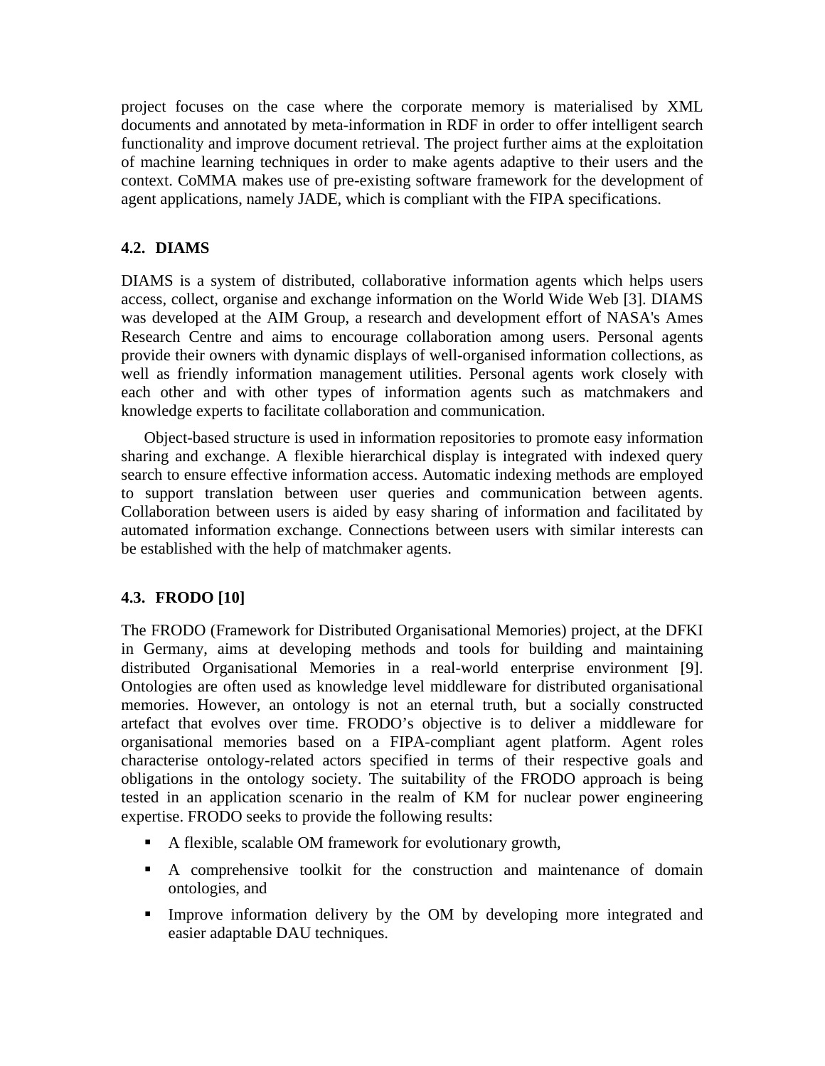project focuses on the case where the corporate memory is materialised by XML documents and annotated by meta-information in RDF in order to offer intelligent search functionality and improve document retrieval. The project further aims at the exploitation of machine learning techniques in order to make agents adaptive to their users and the context. CoMMA makes use of pre-existing software framework for the development of agent applications, namely JADE, which is compliant with the FIPA specifications.

### 4.2. DIAMS

DIAMS is a system of distributed, collaborative information agents which helps users access, collect, organise and exchange information on the World Wide Web [3]. DIAMS was developed at the AIM Group, a research and development effort of NASA's Ames Research Centre and aims to encourage collaboration among users. Personal agents provide their owners with dynamic displays of well-organised information collections, as well as friendly information management utilities. Personal agents work closely with each other and with other types of information agents such as matchmakers and knowledge experts to facilitate collaboration and communication.

Object-based structure is used in information repositories to promote easy information sharing and exchange. A flexible hierarchical display is integrated with indexed query search to ensure effective information access. Automatic indexing methods are employed to support translation between user queries and communication between agents. Collaboration between users is aided by easy sharing of information and facilitated by automated information exchange. Connections between users with similar interests can be established with the help of matchmaker agents.

### 4.3. FRODO [10]

The FRODO (Framework for Distributed Organisational Memories) project, at the DFKI in Germany, aims at developing methods and tools for building and maintaining distributed Organisational Memories in a real-world enterprise environment [9]. Ontologies are often used as knowledge level middleware for distributed organisational memories. However, an ontology is not an eternal truth, but a socially constructed artefact that evolves over time. FRODO's objective is to deliver a middleware for organisational memories based on a FIPA-compliant agent platform. Agent roles characterise ontology-related actors specified in terms of their respective goals and obligations in the ontology society. The suitability of the FRODO approach is being tested in an application scenario in the realm of KM for nuclear power engineering expertise. FRODO seeks to provide the following results:

- A flexible, scalable OM framework for evolutionary growth,
- A comprehensive toolkit for the construction and maintenance of domain ontologies, and
- Improve information delivery by the OM by developing more integrated and easier adaptable DAU techniques.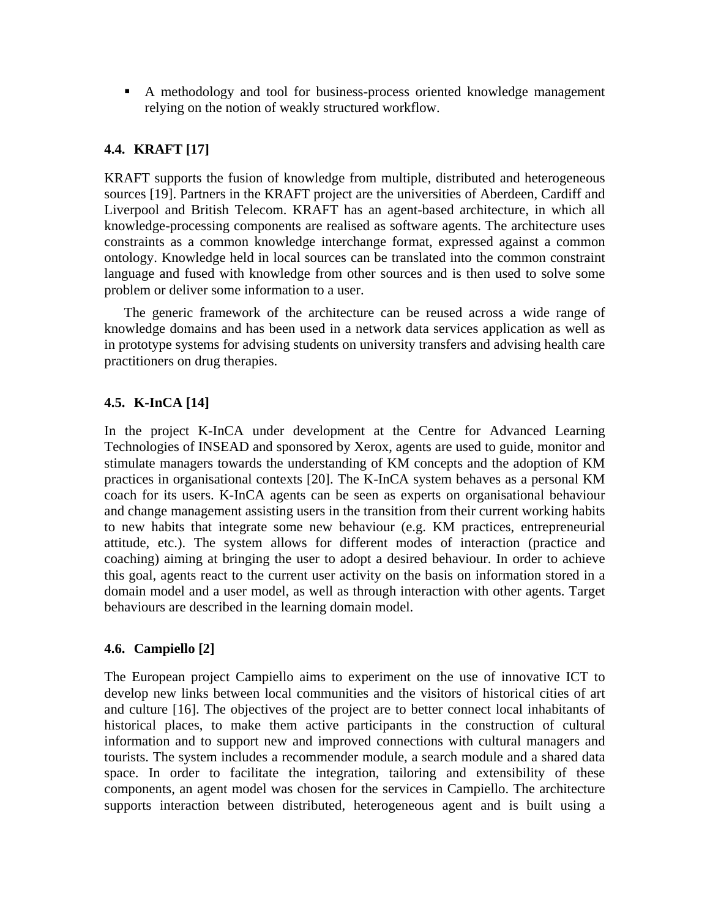- A methodology and tool for business-process oriented knowledge management relying on the notion of weakly structured workflow.

### 4.4. KRAFT [17]

KRAFT supports the fusion of knowledge from multiple, distributed and heterogeneous sources [19]. Partners in the KRAFT project are the universities of Aberdeen, Cardiff and Liverpool and British Telecom. KRAFT has an agent-based architecture, in which all knowledge-processing components are realised as software agents. The architecture uses constraints as a common knowledge interchange format, expressed against a common ontology. Knowledge held in local sources can be translated into the common constraint language and fused with knowledge from other sources and is then used to solve some problem or deliver some information to a user.

The generic framework of the architecture can be reused across a wide range of knowledge domains and has been used in a network data services application as well as in prototype systems for advising students on university transfers and advising health care practitioners on drug therapies.

### 4.5. K-InCA [14]

In the project K-InCA under development at the Centre for Advanced Learning Technologies of INSEAD and sponsored by Xerox, agents are used to guide, monitor and stimulate managers towards the understanding of KM concepts and the adoption of KM practices in organisational contexts [20]. The K-InCA system behaves as a personal KM coach for its users. K-InCA agents can be seen as experts on organisational behaviour and change management assisting users in the transition from their current working habits to new habits that integrate some new behaviour (e.g. KM practices, entrepreneurial attitude, etc.). The system allows for different modes of interaction (practice and coaching) aiming at bringing the user to adopt a desired behaviour. In order to achieve this goal, agents react to the current user activity on the basis on information stored in a domain model and a user model, as well as through interaction with other agents. Target behaviours are described in the learning domain model.

### 4.6. Campiello [2]

The European project Campiello aims to experiment on the use of innovative ICT to develop new links between local communities and the visitors of historical cities of art and culture [16]. The objectives of the project are to better connect local inhabitants of historical places, to make them active participants in the construction of cultural information and to support new and improved connections with cultural managers and tourists. The system includes a recommender module, a search module and a shared data space. In order to facilitate the integration, tailoring and extensibility of these components, an agent model was chosen for the services in Campiello. The architecture supports interaction between distributed, heterogeneous agent and is built using a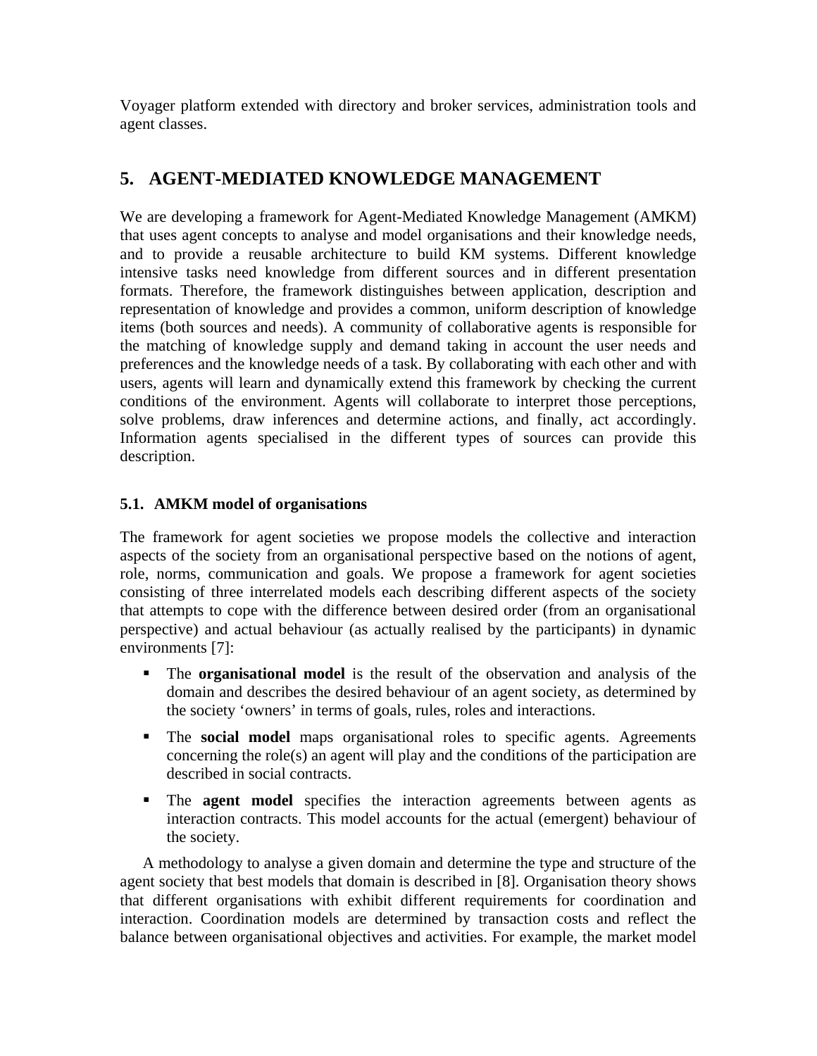Voyager platform extended with directory and broker services, administration tools and agent classes.

# 5. AGENT-MEDIATED KNOWLEDGE MANAGEMENT

We are developing a framework for Agent-Mediated Knowledge Management (AMKM) that uses agent concepts to analyse and model organisations and their knowledge needs, and to provide a reusable architecture to build KM systems. Different knowledge intensive tasks need knowledge from different sources and in different presentation formats. Therefore, the framework distinguishes between application, description and representation of knowledge and provides a common, uniform description of knowledge items (both sources and needs). A community of collaborative agents is responsible for the matching of knowledge supply and demand taking in account the user needs and preferences and the knowledge needs of a task. By collaborating with each other and with users, agents will learn and dynamically extend this framework by checking the current conditions of the environment. Agents will collaborate to interpret those perceptions, solve problems, draw inferences and determine actions, and finally, act accordingly. Information agents specialised in the different types of sources can provide this description.

## 5.1. AMKM model of organisations

The framework for agent societies we propose models the collective and interaction aspects of the society from an organisational perspective based on the notions of agent, role, norms, communication and goals. We propose a framework for agent societies consisting of three interrelated models each describing different aspects of the society that attempts to cope with the difference between desired order (from an organisational perspective) and actual behaviour (as actually realised by the participants) in dynamic environments [7]:

- The **organisational model** is the result of the observation and analysis of the domain and describes the desired behaviour of an agent society, as determined by the society 'owners' in terms of goals, rules, roles and interactions.
- The **social model** maps organisational roles to specific agents. Agreements concerning the role(s) an agent will play and the conditions of the participation are described in social contracts.
- The **agent model** specifies the interaction agreements between agents as interaction contracts. This model accounts for the actual (emergent) behaviour of the society.

A methodology to analyse a given domain and determine the type and structure of the agent society that best models that domain is described in [8]. Organisation theory shows that different organisations with exhibit different requirements for coordination and interaction. Coordination models are determined by transaction costs and reflect the balance between organisational objectives and activities. For example, the market model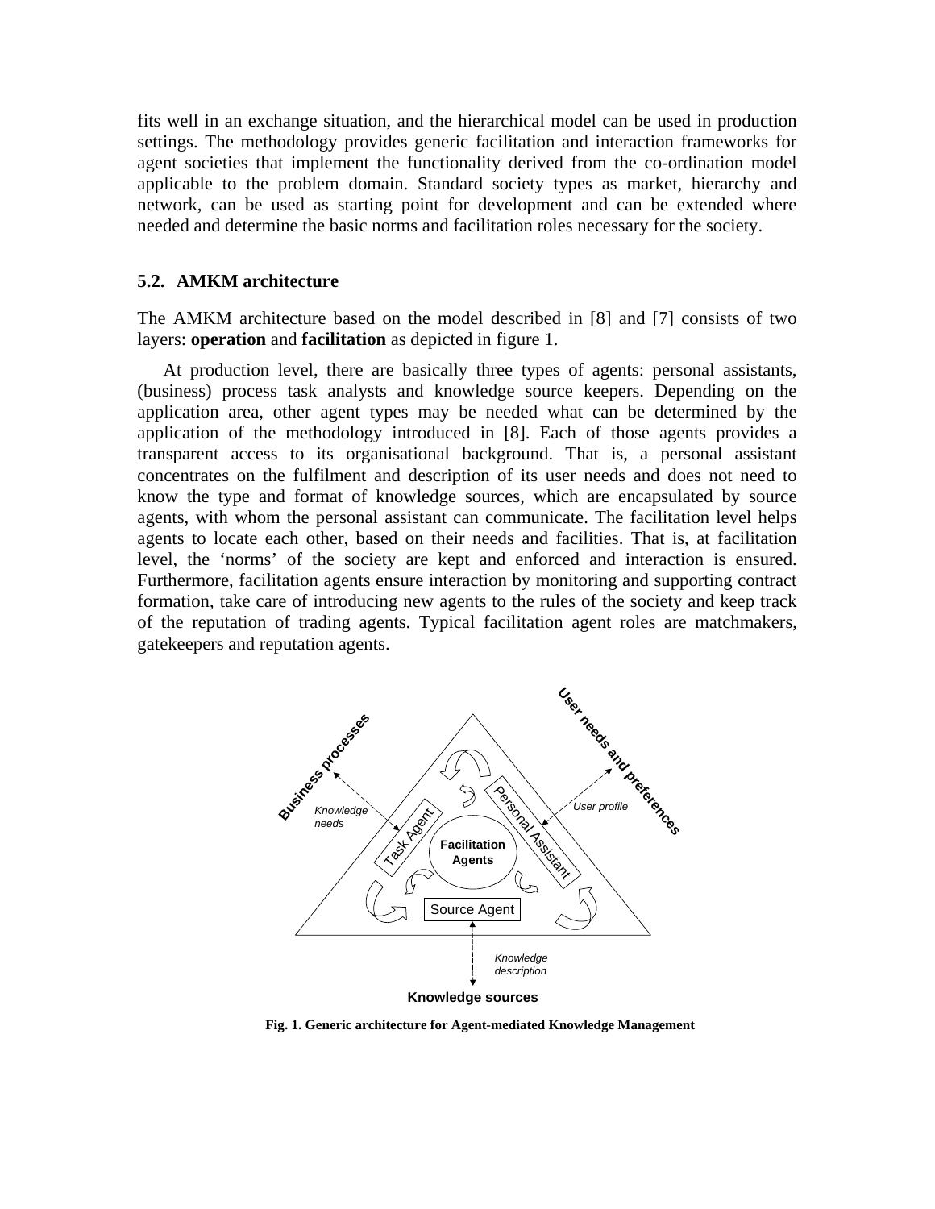fits well in an exchange situation, and the hierarchical model can be used in production settings. The methodology provides generic facilitation and interaction frameworks for agent societies that implement the functionality derived from the co-ordination model applicable to the problem domain. Standard society types as market, hierarchy and network, can be used as starting point for development and can be extended where needed and determine the basic norms and facilitation roles necessary for the society.

### 5.2. AMKM architecture

The AMKM architecture based on the model described in [8] and [7] consists of two layers: **operation** and **facilitation** as depicted in figure 1.

At production level, there are basically three types of agents: personal assistants, (business) process task analysts and knowledge source keepers. Depending on the application area, other agent types may be needed what can be determined by the application of the methodology introduced in [8]. Each of those agents provides a transparent access to its organisational background. That is, a personal assistant concentrates on the fulfilment and description of its user needs and does not need to know the type and format of knowledge sources, which are encapsulated by source agents, with whom the personal assistant can communicate. The facilitation level helps agents to locate each other, based on their needs and facilities. That is, at facilitation level, the 'norms' of the society are kept and enforced and interaction is ensured. Furthermore, facilitation agents ensure interaction by monitoring and supporting contract formation, take care of introducing new agents to the rules of the society and keep track of the reputation of trading agents. Typical facilitation agent roles are matchmakers, gatekeepers and reputation agents.

**Fig. 1. Generic architecture for Agent-mediated Knowledge Management**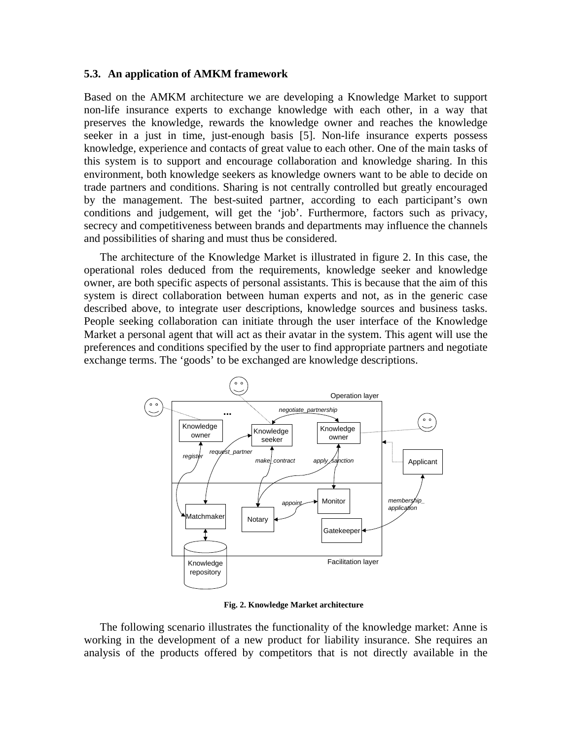### 5.3. An application of AMKM framework

Based on the AMKM architecture we are developing a Knowledge Market to support non-life insurance experts to exchange knowledge with each other, in a way that preserves the knowledge, rewards the knowledge owner and reaches the knowledge seeker in a just in time, just-enough basis [5]. Non-life insurance experts possess knowledge, experience and contacts of great value to each other. One of the main tasks of this system is to support and encourage collaboration and knowledge sharing. In this environment, both knowledge seekers as knowledge owners want to be able to decide on trade partners and conditions. Sharing is not centrally controlled but greatly encouraged by the management. The best-suited partner, according to each participant's own conditions and judgement, will get the 'job'. Furthermore, factors such as privacy, secrecy and competitiveness between brands and departments may influence the channels and possibilities of sharing and must thus be considered.

The architecture of the Knowledge Market is illustrated in figure 2. In this case, the operational roles deduced from the requirements, knowledge seeker and knowledge owner, are both specific aspects of personal assistants. This is because that the aim of this system is direct collaboration between human experts and not, as in the generic case described above, to integrate user descriptions, knowledge sources and business tasks. People seeking collaboration can initiate through the user interface of the Knowledge Market a personal agent that will act as their avatar in the system. This agent will use the preferences and conditions specified by the user to find appropriate partners and negotiate exchange terms. The 'goods' to be exchanged are knowledge descriptions.

**Fig. 2. Knowledge Market architecture**

The following scenario illustrates the functionality of the knowledge market: Anne is working in the development of a new product for liability insurance. She requires an analysis of the products offered by competitors that is not directly available in the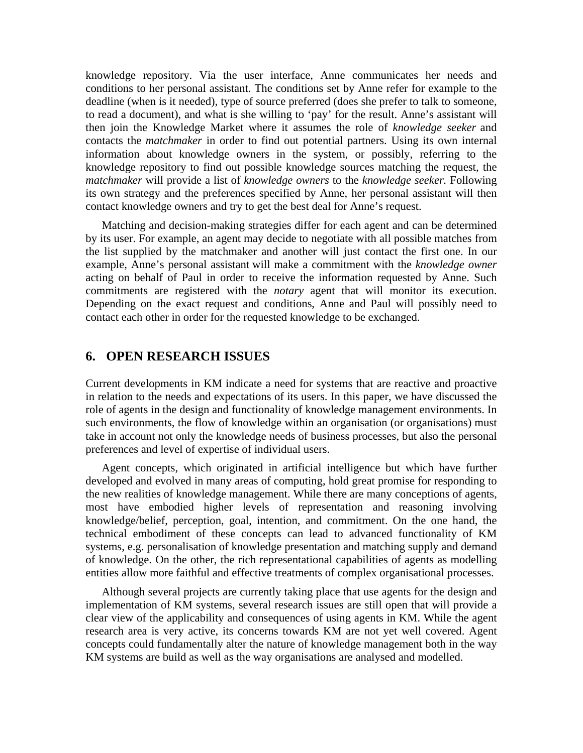knowledge repository. Via the user interface, Anne communicates her needs and conditions to her personal assistant. The conditions set by Anne refer for example to the deadline (when is it needed), type of source preferred (does she prefer to talk to someone, to read a document), and what is she willing to 'pay' for the result. Anne's assistant will then join the Knowledge Market where it assumes the role of *knowledge seeker* and contacts the *matchmaker* in order to find out potential partners. Using its own internal information about knowledge owners in the system, or possibly, referring to the knowledge repository to find out possible knowledge sources matching the request, the *matchmaker* will provide a list of *knowledge owners* to the *knowledge seeker.* Following its own strategy and the preferences specified by Anne, her personal assistant will then contact knowledge owners and try to get the best deal for Anne's request.

Matching and decision-making strategies differ for each agent and can be determined by its user. For example, an agent may decide to negotiate with all possible matches from the list supplied by the matchmaker and another will just contact the first one. In our example, Anne's personal assistant will make a commitment with the *knowledge owner* acting on behalf of Paul in order to receive the information requested by Anne. Such commitments are registered with the *notary* agent that will monitor its execution. Depending on the exact request and conditions, Anne and Paul will possibly need to contact each other in order for the requested knowledge to be exchanged.

## 6. OPEN RESEARCH ISSUES

Current developments in KM indicate a need for systems that are reactive and proactive in relation to the needs and expectations of its users. In this paper, we have discussed the role of agents in the design and functionality of knowledge management environments. In such environments, the flow of knowledge within an organisation (or organisations) must take in account not only the knowledge needs of business processes, but also the personal preferences and level of expertise of individual users.

Agent concepts, which originated in artificial intelligence but which have further developed and evolved in many areas of computing, hold great promise for responding to the new realities of knowledge management. While there are many conceptions of agents, most have embodied higher levels of representation and reasoning involving knowledge/belief, perception, goal, intention, and commitment. On the one hand, the technical embodiment of these concepts can lead to advanced functionality of KM systems, e.g. personalisation of knowledge presentation and matching supply and demand of knowledge. On the other, the rich representational capabilities of agents as modelling entities allow more faithful and effective treatments of complex organisational processes.

Although several projects are currently taking place that use agents for the design and implementation of KM systems, several research issues are still open that will provide a clear view of the applicability and consequences of using agents in KM. While the agent research area is very active, its concerns towards KM are not yet well covered. Agent concepts could fundamentally alter the nature of knowledge management both in the way KM systems are build as well as the way organisations are analysed and modelled.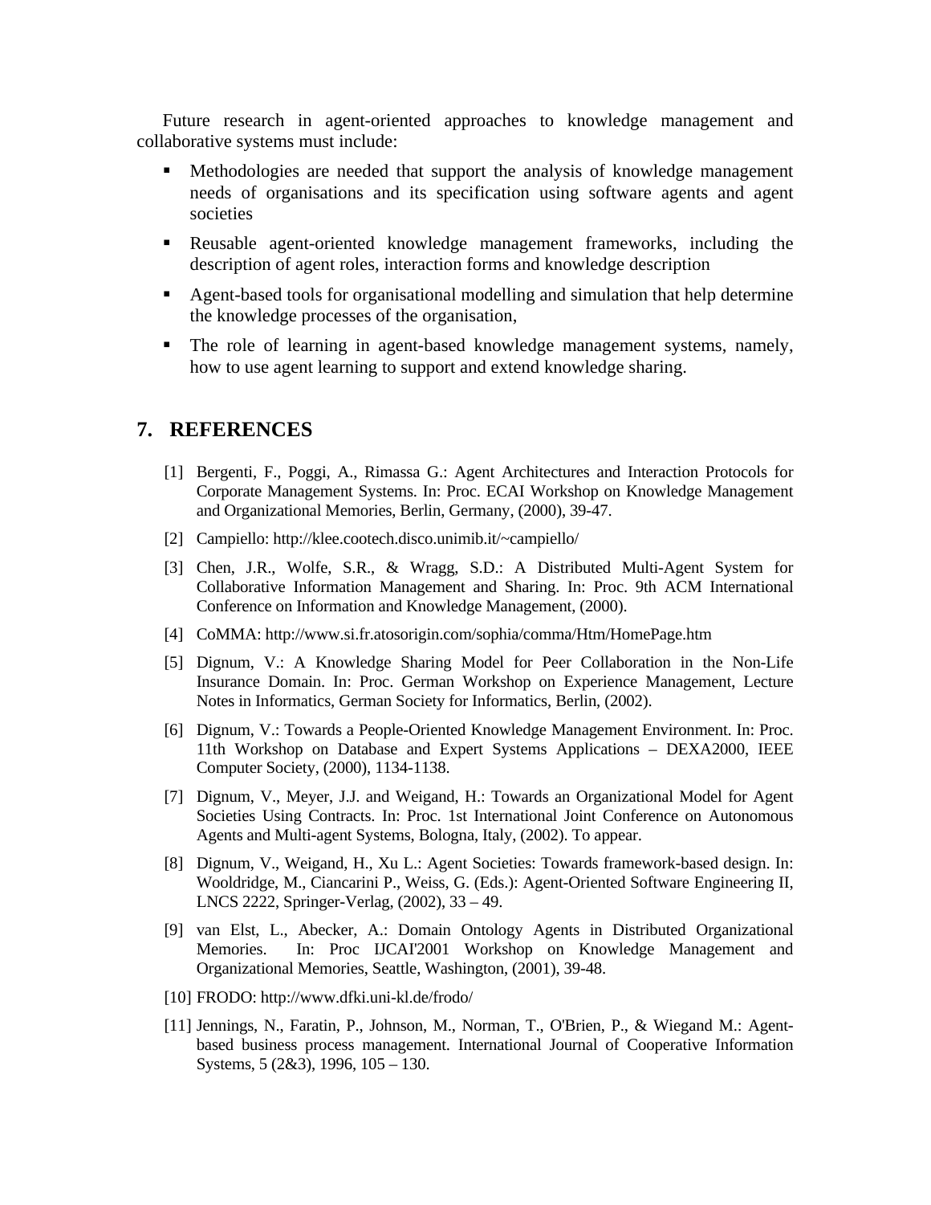Future research in agent-oriented approaches to knowledge management and collaborative systems must include:

- Methodologies are needed that support the analysis of knowledge management needs of organisations and its specification using software agents and agent societies
- Reusable agent-oriented knowledge management frameworks, including the description of agent roles, interaction forms and knowledge description
- Agent-based tools for organisational modelling and simulation that help determine the knowledge processes of the organisation,
- The role of learning in agent-based knowledge management systems, namely, how to use agent learning to support and extend knowledge sharing.

## 7. REFERENCES

[1] Bergenti, F., Poggi, A., Rimassa G.: Agent Architectures and Interaction Protocols for Corporate Management Systems. In: Proc. ECAI Workshop on Knowledge Management and Organizational Memories, Berlin, Germany, (2000), 39-47.

[2] Campiello: http://klee.cootech.disco.unimib.it/~campiello/

[3] Chen, J.R., Wolfe, S.R., & Wragg, S.D.: A Distributed Multi-Agent System for Collaborative Information Management and Sharing. In: Proc. 9th ACM International Conference on Information and Knowledge Management, (2000).

[4] CoMMA: http://www.si.fr.atosorigin.com/sophia/comma/Htm/HomePage.htm

[5] Dignum, V.: A Knowledge Sharing Model for Peer Collaboration in the Non-Life Insurance Domain. In: Proc. German Workshop on Experience Management, Lecture Notes in Informatics, German Society for Informatics, Berlin, (2002).

[6] Dignum, V.: Towards a People-Oriented Knowledge Management Environment. In: Proc. 11th Workshop on Database and Expert Systems Applications – DEXA2000, IEEE Computer Society, (2000), 1134-1138.

[7] Dignum, V., Meyer, J.J. and Weigand, H.: Towards an Organizational Model for Agent Societies Using Contracts. In: Proc. 1st International Joint Conference on Autonomous Agents and Multi-agent Systems, Bologna, Italy, (2002). To appear.

[8] Dignum, V., Weigand, H., Xu L.: Agent Societies: Towards framework-based design. In: Wooldridge, M., Ciancarini P., Weiss, G. (Eds.): Agent-Oriented Software Engineering II, LNCS 2222, Springer-Verlag, (2002), 33 – 49.

[9] van Elst, L., Abecker, A.: Domain Ontology Agents in Distributed Organizational Memories. In: Proc IJCAI'2001 Workshop on Knowledge Management and Organizational Memories, Seattle, Washington, (2001), 39-48.

[10] FRODO: http://www.dfki.uni-kl.de/frodo/

[11] Jennings, N., Faratin, P., Johnson, M., Norman, T., O'Brien, P., & Wiegand M.: Agent-based business process management. International Journal of Cooperative Information Systems, 5 (2&3), 1996, 105 – 130.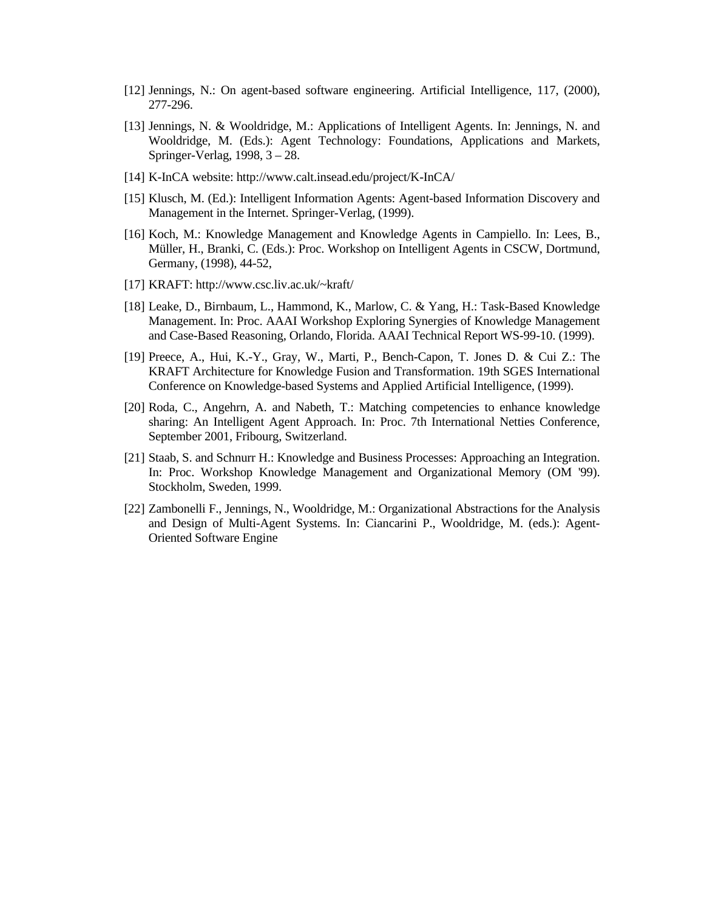[12] Jennings, N.: On agent-based software engineering. Artificial Intelligence, 117, (2000), 277-296.

[13] Jennings, N. & Wooldridge, M.: Applications of Intelligent Agents. In: Jennings, N. and Wooldridge, M. (Eds.): Agent Technology: Foundations, Applications and Markets, Springer-Verlag, 1998, 3 – 28.

[14] K-InCA website: http://www.calt.insead.edu/project/K-InCA/

[15] Klusch, M. (Ed.): Intelligent Information Agents: Agent-based Information Discovery and Management in the Internet. Springer-Verlag, (1999).

[16] Koch, M.: Knowledge Management and Knowledge Agents in Campiello. In: Lees, B., Müller, H., Branki, C. (Eds.): Proc. Workshop on Intelligent Agents in CSCW, Dortmund, Germany, (1998), 44-52,

[17] KRAFT: http://www.csc.liv.ac.uk/~kraft/

[18] Leake, D., Birnbaum, L., Hammond, K., Marlow, C. & Yang, H.: Task-Based Knowledge Management. In: Proc. AAAI Workshop Exploring Synergies of Knowledge Management and Case-Based Reasoning, Orlando, Florida. AAAI Technical Report WS-99-10. (1999).

[19] Preece, A., Hui, K.-Y., Gray, W., Marti, P., Bench-Capon, T. Jones D. & Cui Z.: The KRAFT Architecture for Knowledge Fusion and Transformation. 19th SGES International Conference on Knowledge-based Systems and Applied Artificial Intelligence, (1999).

[20] Roda, C., Angehrn, A. and Nabeth, T.: Matching competencies to enhance knowledge sharing: An Intelligent Agent Approach. In: Proc. 7th International Netties Conference, September 2001, Fribourg, Switzerland.

[21] Staab, S. and Schnurr H.: Knowledge and Business Processes: Approaching an Integration. In: Proc. Workshop Knowledge Management and Organizational Memory (OM '99). Stockholm, Sweden, 1999.

[22] Zambonelli F., Jennings, N., Wooldridge, M.: Organizational Abstractions for the Analysis and Design of Multi-Agent Systems. In: Ciancarini P., Wooldridge, M. (eds.): Agent-Oriented Software Engine